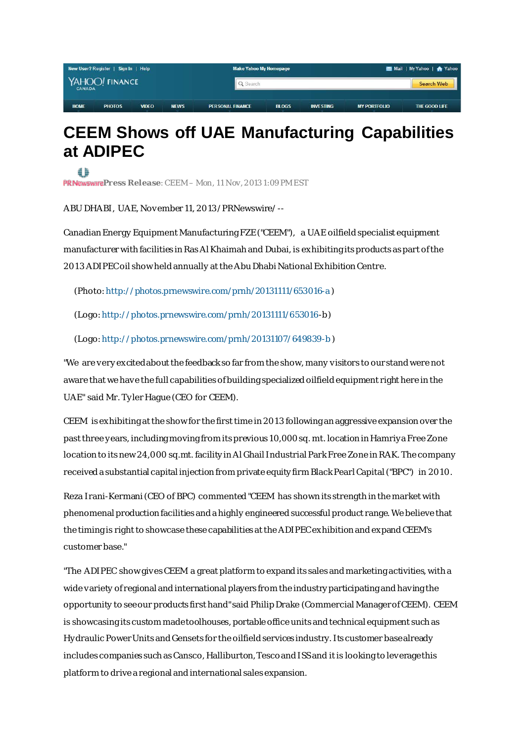# CEEM Shows off UAE Manufacturing Capabilities at ADIPEC

PRNewswire **Press Release**: CEEM – Mon, 11 Nov, 2013 1:09 PM EST

ABU DHABI, UAE, November 11, 2013 /PRNewswire/ --

Canadian Energy Equipment Manufacturing FZE ("CEEM"), a UAE oilfield specialist equipment manufacturer with facilities in Ras Al Khaimah and Dubai, is exhibiting its products as part of the 2013 ADIPEC oil show held annually at the Abu Dhabi National Exhibition Centre.

(Photo: http://photos.prnewswire.com/prnh/20131111/653016-a )

(Logo: http://photos.prnewswire.com/prnh/20131111/653016-b)

(Logo: http://photos.prnewswire.com/prnh/20131107/649839-b )

"We are very excited about the feedback so far from the show, many visitors to our stand were not aware that we have the full capabilities of building specialized oilfield equipment right here in the UAE" said Mr. Tyler Hague (CEO for CEEM).

CEEM is exhibiting at the show for the first time in 2013 following an aggressive expansion over the past three years, including moving from its previous 10,000 sq. mt. location in Hamriya Free Zone location to its new 24,000 sq.mt. facility in Al Ghail Industrial Park Free Zone in RAK. The company received a substantial capital injection from private equity firm Black Pearl Capital ("BPC") in 2010.

Reza Irani-Kermani (CEO of BPC) commented "CEEM has shown its strength in the market with phenomenal production facilities and a highly engineered successful product range. We believe that the timing is right to showcase these capabilities at the ADIPEC exhibition and expand CEEM's customer base."

"The ADIPEC show gives CEEM a great platform to expand its sales and marketing activities, with a wide variety of regional and international players from the industry participating and having the opportunity to see our products first hand" said Philip Drake (Commercial Manager of CEEM). CEEM is showcasing its custom made toolhouses, portable office units and technical equipment such as Hydraulic Power Units and Gensets for the oilfield services industry. Its customer base already includes companies such as Cansco, Halliburton, Tesco and ISS and it is looking to leverage this platform to drive a regional and international sales expansion.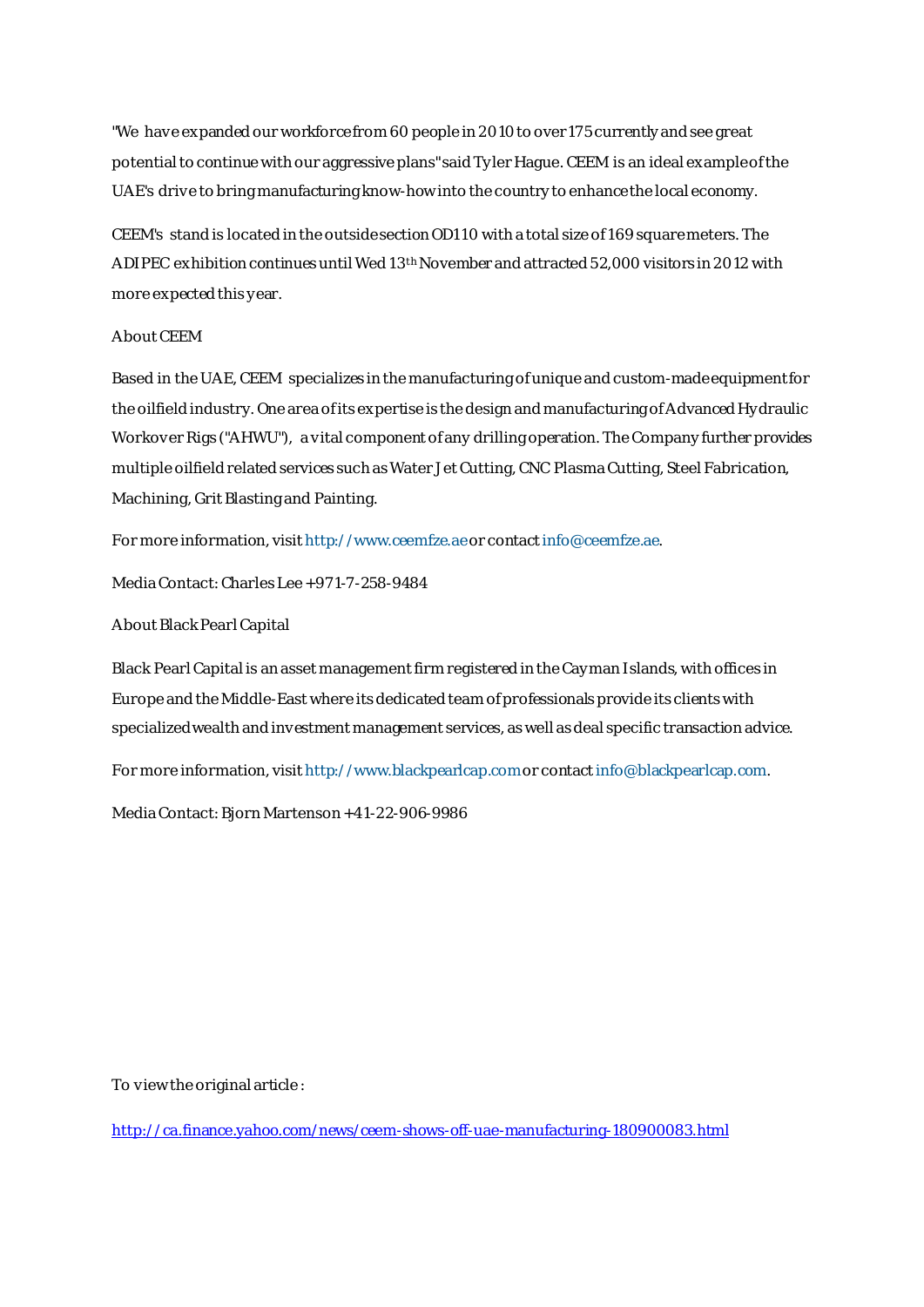"We have expanded our workforce from 60 people in 2010 to over 175 currently and see great potential to continue with our aggressive plans" said Tyler Hague. CEEM is an ideal example of the UAE's drive to bring manufacturing know-how into the country to enhance the local economy.

CEEM's stand is located in the outside section OD110 with a total size of 169 square meters. The ADIPEC exhibition continues until Wed 13th November and attracted 52,000 visitors in 2012 with more expected this year.

About CEEM

Based in the UAE, CEEM specializes in the manufacturing of unique and custom-made equipment for the oilfield industry. One area of its expertise is the design and manufacturing of Advanced Hydraulic Workover Rigs ("AHWU"), a vital component of any drilling operation. The Company further provides multiple oilfield related services such as Water Jet Cutting, CNC Plasma Cutting, Steel Fabrication, Machining, Grit Blasting and Painting.

For more information, visit http://www.ceemfze.ae or contact info@ceemfze.ae.

Media Contact: Charles Lee +971-7-258-9484

About Black Pearl Capital

Black Pearl Capital is an asset management firm registered in the Cayman Islands, with offices in Europe and the Middle-East where its dedicated team of professionals provide its clients with specialized wealth and investment management services, as well as deal specific transaction advice.

For more information, visit http://www.blackpearlcap.com or contact info@blackpearlcap.com.

Media Contact: Bjorn Martenson +41-22-906-9986

To view the original article :

http://ca.finance.yahoo.com/news/ceem-shows-off-uae-manufacturing-180900083.html